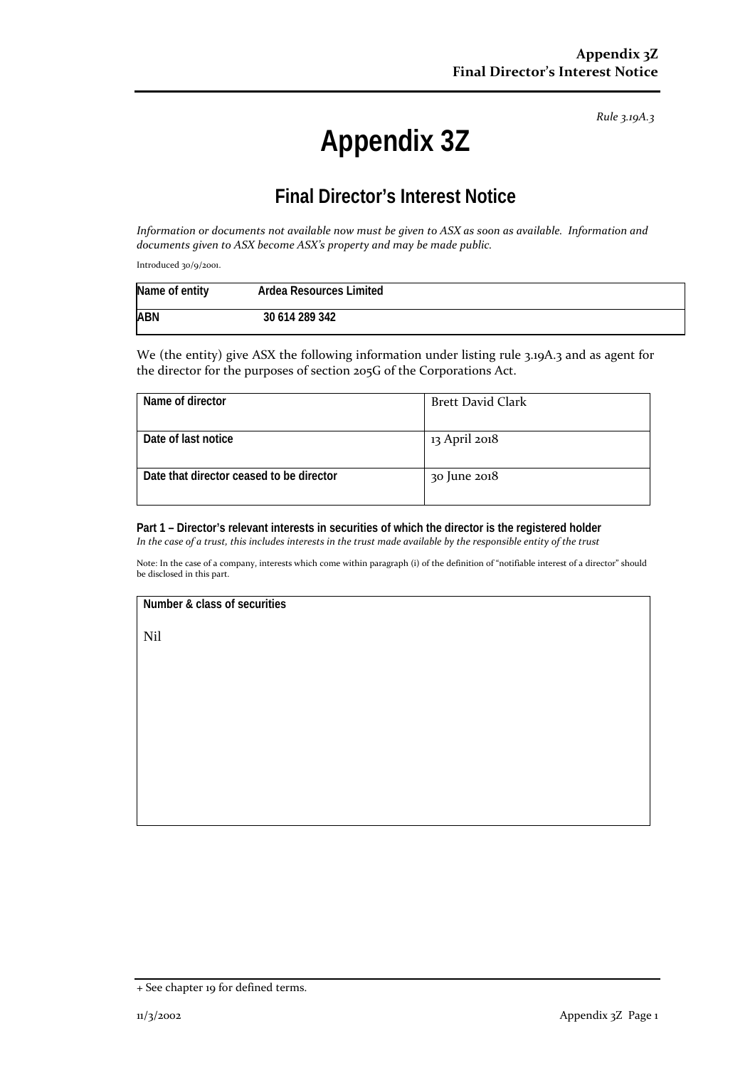*Rule 3.19A.3*

# Appendix 3Z

## Final Director's Interest Notice

*Information or documents not available now must be given to ASX as soon as available. Information and documents given to ASX become ASX's property and may be made public.*

Introduced 30/9/2001.

| Name of entity | Ardea Resources Limited |
|---|---|
| ABN | 30 614 289 342 |

We (the entity) give ASX the following information under listing rule 3.19A.3 and as agent for the director for the purposes of section 205G of the Corporations Act.

| Name of director | Brett David Clark |
|---|---|
| Date of last notice | 13 April 2018 |
| Date that director ceased to be director | 30 June 2018 |

**Part 1 – Director's relevant interests in securities of which the director is the registered holder**
*In the case of a trust, this includes interests in the trust made available by the responsible entity of the trust*

Note: In the case of a company, interests which come within paragraph (i) of the definition of "notifiable interest of a director" should be disclosed in this part.

| Number & class of securities |
|---|
| Nil |

+ See chapter 19 for defined terms.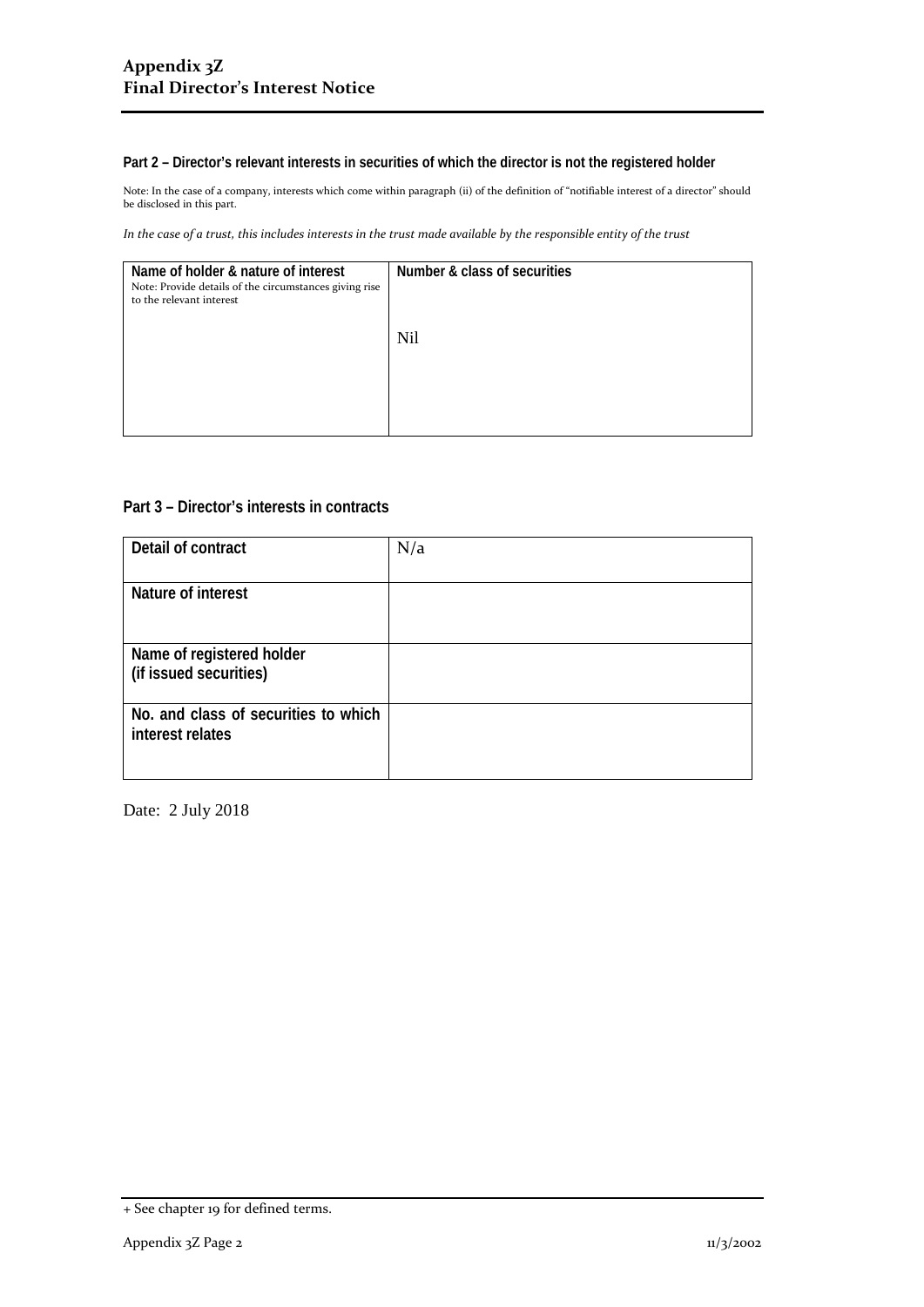## Part 2 – Director's relevant interests in securities of which the director is not the registered holder

Note: In the case of a company, interests which come within paragraph (ii) of the definition of "notifiable interest of a director" should be disclosed in this part.

*In the case of a trust, this includes interests in the trust made available by the responsible entity of the trust*

| Name of holder & nature of interest<br>Note: Provide details of the circumstances giving rise to the relevant interest | Number & class of securities |
|---|---|
| | Nil |

## Part 3 – Director's interests in contracts

| | |
|---|---|
| Detail of contract | N/a |
| Nature of interest | |
| Name of registered holder (if issued securities) | |
| No. and class of securities to which interest relates | |

Date: 2 July 2018

+ See chapter 19 for defined terms.